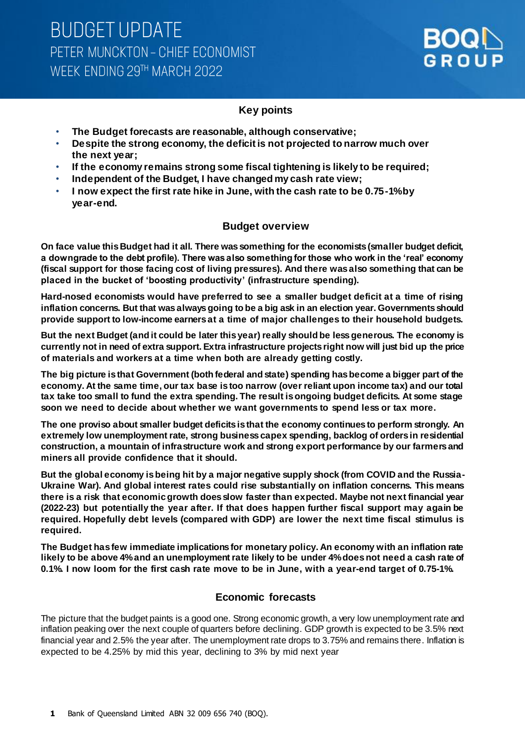# BUDGET UPDATE

## PETER MUNCKTON – CHIEF ECONOMIST

## WEEK ENDING 29TH MARCH 2022

BOQ GROUP

### Key points

- **The Budget forecasts are reasonable, although conservative;**
- **Despite the strong economy, the deficit is not projected to narrow much over the next year;**
- **If the economy remains strong some fiscal tightening is likely to be required;**
- **Independent of the Budget, I have changed my cash rate view;**
- **I now expect the first rate hike in June, with the cash rate to be 0.75-1% by year-end.**

### Budget overview

**On face value this Budget had it all. There was something for the economists (smaller budget deficit, a downgrade to the debt profile). There was also something for those who work in the 'real' economy (fiscal support for those facing cost of living pressures). And there was also something that can be placed in the bucket of 'boosting productivity' (infrastructure spending).**

**Hard-nosed economists would have preferred to see a smaller budget deficit at a time of rising inflation concerns. But that was always going to be a big ask in an election year. Governments should provide support to low-income earners at a time of major challenges to their household budgets.**

**But the next Budget (and it could be later this year) really should be less generous. The economy is currently not in need of extra support. Extra infrastructure projects right now will just bid up the price of materials and workers at a time when both are already getting costly.**

**The big picture is that Government (both federal and state) spending has become a bigger part of the economy. At the same time, our tax base is too narrow (over reliant upon income tax) and our total tax take too small to fund the extra spending. The result is ongoing budget deficits. At some stage soon we need to decide about whether we want governments to spend less or tax more.**

**The one proviso about smaller budget deficits is that the economy continues to perform strongly. An extremely low unemployment rate, strong business capex spending, backlog of orders in residential construction, a mountain of infrastructure work and strong export performance by our farmers and miners all provide confidence that it should.**

**But the global economy is being hit by a major negative supply shock (from COVID and the Russia-Ukraine War). And global interest rates could rise substantially on inflation concerns. This means there is a risk that economic growth does slow faster than expected. Maybe not next financial year (2022-23) but potentially the year after. If that does happen further fiscal support may again be required. Hopefully debt levels (compared with GDP) are lower the next time fiscal stimulus is required.**

**The Budget has few immediate implications for monetary policy. An economy with an inflation rate likely to be above 4% and an unemployment rate likely to be under 4% does not need a cash rate of 0.1%. I now loom for the first cash rate move to be in June, with a year-end target of 0.75-1%.**

### Economic forecasts

The picture that the budget paints is a good one. Strong economic growth, a very low unemployment rate and inflation peaking over the next couple of quarters before declining. GDP growth is expected to be 3.5% next financial year and 2.5% the year after. The unemployment rate drops to 3.75% and remains there. Inflation is expected to be 4.25% by mid this year, declining to 3% by mid next year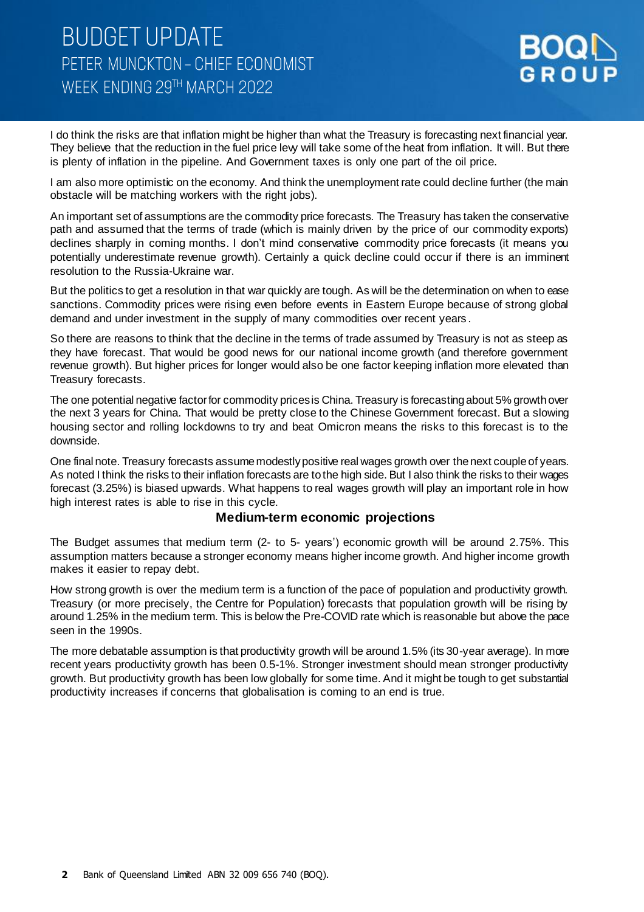I do think the risks are that inflation might be higher than what the Treasury is forecasting next financial year. They believe that the reduction in the fuel price levy will take some of the heat from inflation. It will. But there is plenty of inflation in the pipeline. And Government taxes is only one part of the oil price.

I am also more optimistic on the economy. And think the unemployment rate could decline further (the main obstacle will be matching workers with the right jobs).

An important set of assumptions are the commodity price forecasts. The Treasury has taken the conservative path and assumed that the terms of trade (which is mainly driven by the price of our commodity exports) declines sharply in coming months. I don't mind conservative commodity price forecasts (it means you potentially underestimate revenue growth). Certainly a quick decline could occur if there is an imminent resolution to the Russia-Ukraine war.

But the politics to get a resolution in that war quickly are tough. As will be the determination on when to ease sanctions. Commodity prices were rising even before events in Eastern Europe because of strong global demand and under investment in the supply of many commodities over recent years.

So there are reasons to think that the decline in the terms of trade assumed by Treasury is not as steep as they have forecast. That would be good news for our national income growth (and therefore government revenue growth). But higher prices for longer would also be one factor keeping inflation more elevated than Treasury forecasts.

The one potential negative factor for commodity prices is China. Treasury is forecasting about 5% growth over the next 3 years for China. That would be pretty close to the Chinese Government forecast. But a slowing housing sector and rolling lockdowns to try and beat Omicron means the risks to this forecast is to the downside.

One final note. Treasury forecasts assume modestly positive real wages growth over the next couple of years. As noted I think the risks to their inflation forecasts are to the high side. But I also think the risks to their wages forecast (3.25%) is biased upwards. What happens to real wages growth will play an important role in how high interest rates is able to rise in this cycle.

## Medium-term economic projections

The Budget assumes that medium term (2- to 5- years') economic growth will be around 2.75%. This assumption matters because a stronger economy means higher income growth. And higher income growth makes it easier to repay debt.

How strong growth is over the medium term is a function of the pace of population and productivity growth. Treasury (or more precisely, the Centre for Population) forecasts that population growth will be rising by around 1.25% in the medium term. This is below the Pre-COVID rate which is reasonable but above the pace seen in the 1990s.

The more debatable assumption is that productivity growth will be around 1.5% (its 30-year average). In more recent years productivity growth has been 0.5-1%. Stronger investment should mean stronger productivity growth. But productivity growth has been low globally for some time. And it might be tough to get substantial productivity increases if concerns that globalisation is coming to an end is true.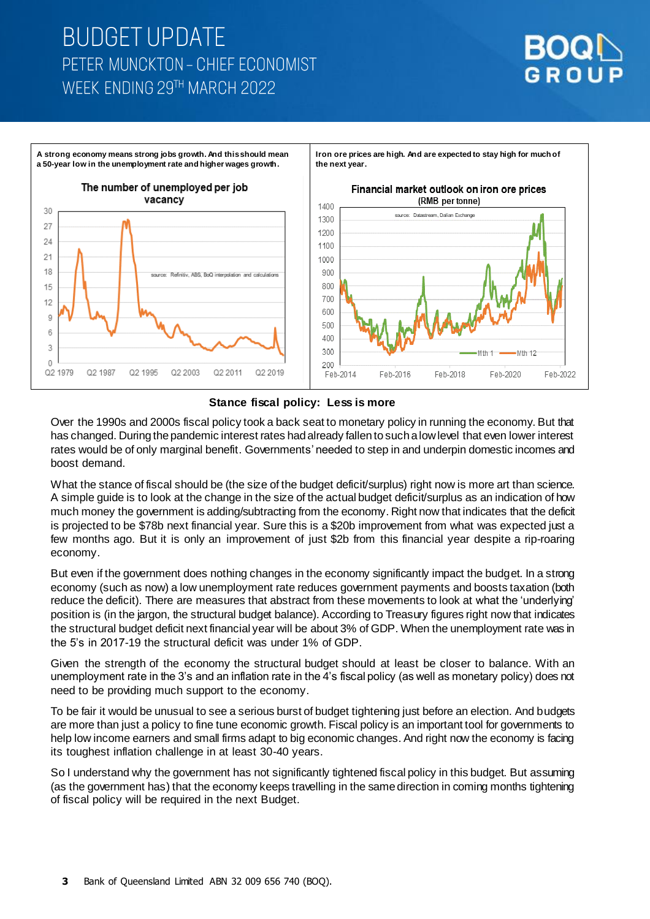A strong economy means strong jobs growth. And this should mean a 50-year low in the unemployment rate and higher wages growth.

Iron ore prices are high. And are expected to stay high for much of the next year.

**Stance fiscal policy: Less is more**

Over the 1990s and 2000s fiscal policy took a back seat to monetary policy in running the economy. But that has changed. During the pandemic interest rates had already fallen to such a low level that even lower interest rates would be of only marginal benefit. Governments' needed to step in and underpin domestic incomes and boost demand.

What the stance of fiscal should be (the size of the budget deficit/surplus) right now is more art than science. A simple guide is to look at the change in the size of the actual budget deficit/surplus as an indication of how much money the government is adding/subtracting from the economy. Right now that indicates that the deficit is projected to be $78b next financial year. Sure this is a $20b improvement from what was expected just a few months ago. But it is only an improvement of just $2b from this financial year despite a rip-roaring economy.

But even if the government does nothing changes in the economy significantly impact the budget. In a strong economy (such as now) a low unemployment rate reduces government payments and boosts taxation (both reduce the deficit). There are measures that abstract from these movements to look at what the 'underlying' position is (in the jargon, the structural budget balance). According to Treasury figures right now that indicates the structural budget deficit next financial year will be about 3% of GDP. When the unemployment rate was in the 5's in 2017-19 the structural deficit was under 1% of GDP.

Given the strength of the economy the structural budget should at least be closer to balance. With an unemployment rate in the 3's and an inflation rate in the 4's fiscal policy (as well as monetary policy) does not need to be providing much support to the economy.

To be fair it would be unusual to see a serious burst of budget tightening just before an election. And budgets are more than just a policy to fine tune economic growth. Fiscal policy is an important tool for governments to help low income earners and small firms adapt to big economic changes. And right now the economy is facing its toughest inflation challenge in at least 30-40 years.

So I understand why the government has not significantly tightened fiscal policy in this budget. But assuming (as the government has) that the economy keeps travelling in the same direction in coming months tightening of fiscal policy will be required in the next Budget.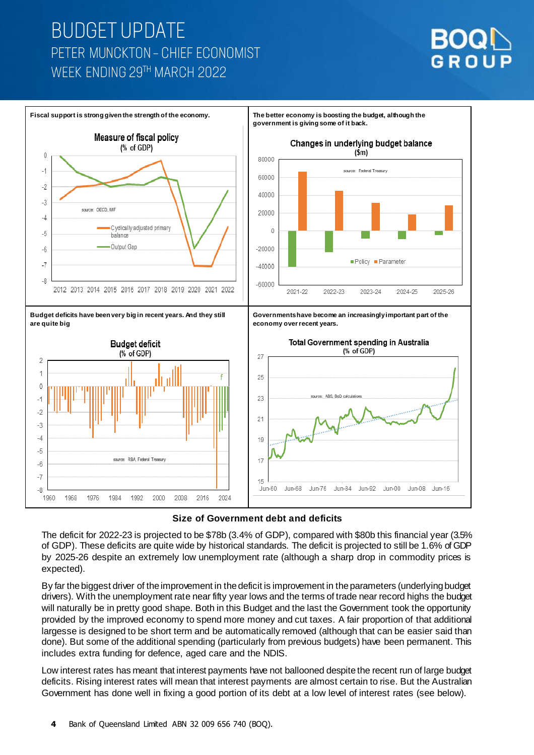Fiscal support is strong given the strength of the economy.

The better economy is boosting the budget, although the government is giving some of it back.

Budget deficits have been very big in recent years. And they still are quite big

Governments have become an increasingly important part of the economy over recent years.

## Size of Government debt and deficits

The deficit for 2022-23 is projected to be $78b (3.4% of GDP), compared with $80b this financial year (3.5% of GDP). These deficits are quite wide by historical standards. The deficit is projected to still be 1.6% of GDP by 2025-26 despite an extremely low unemployment rate (although a sharp drop in commodity prices is expected).

By far the biggest driver of the improvement in the deficit is improvement in the parameters (underlying budget drivers). With the unemployment rate near fifty year lows and the terms of trade near record highs the budget will naturally be in pretty good shape. Both in this Budget and the last the Government took the opportunity provided by the improved economy to spend more money and cut taxes. A fair proportion of that additional largesse is designed to be short term and be automatically removed (although that can be easier said than done). But some of the additional spending (particularly from previous budgets) have been permanent. This includes extra funding for defence, aged care and the NDIS.

Low interest rates has meant that interest payments have not ballooned despite the recent run of large budget deficits. Rising interest rates will mean that interest payments are almost certain to rise. But the Australian Government has done well in fixing a good portion of its debt at a low level of interest rates (see below).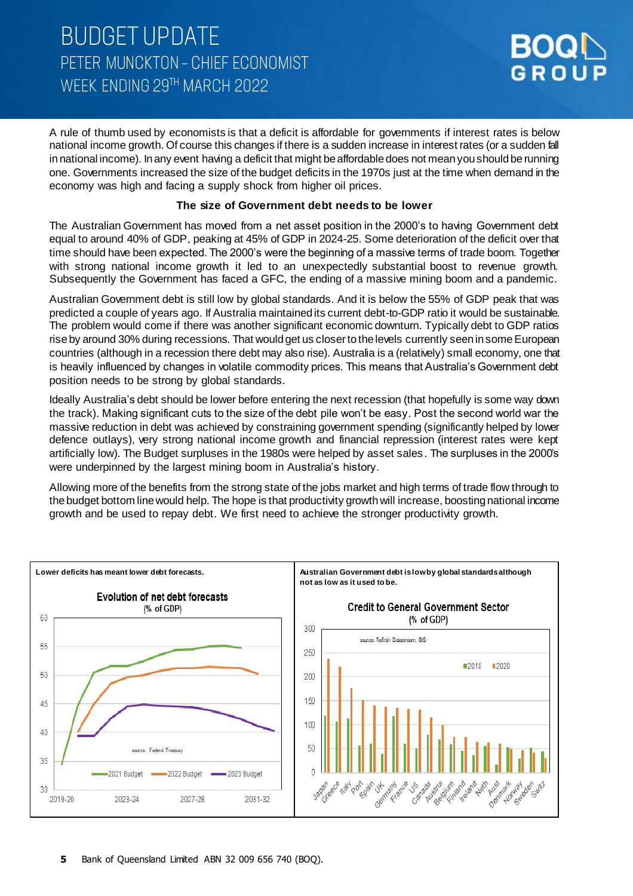A rule of thumb used by economists is that a deficit is affordable for governments if interest rates is below national income growth. Of course this changes if there is a sudden increase in interest rates (or a sudden fall in national income). In any event having a deficit that might be affordable does not mean you should be running one. Governments increased the size of the budget deficits in the 1970s just at the time when demand in the economy was high and facing a supply shock from higher oil prices.

**The size of Government debt needs to be lower**

The Australian Government has moved from a net asset position in the 2000's to having Government debt equal to around 40% of GDP, peaking at 45% of GDP in 2024-25. Some deterioration of the deficit over that time should have been expected. The 2000's were the beginning of a massive terms of trade boom. Together with strong national income growth it led to an unexpectedly substantial boost to revenue growth. Subsequently the Government has faced a GFC, the ending of a massive mining boom and a pandemic.

Australian Government debt is still low by global standards. And it is below the 55% of GDP peak that was predicted a couple of years ago. If Australia maintained its current debt-to-GDP ratio it would be sustainable. The problem would come if there was another significant economic downturn. Typically debt to GDP ratios rise by around 30% during recessions. That would get us closer to the levels currently seen in some European countries (although in a recession there debt may also rise). Australia is a (relatively) small economy, one that is heavily influenced by changes in volatile commodity prices. This means that Australia's Government debt position needs to be strong by global standards.

Ideally Australia's debt should be lower before entering the next recession (that hopefully is some way down the track). Making significant cuts to the size of the debt pile won't be easy. Post the second world war the massive reduction in debt was achieved by constraining government spending (significantly helped by lower defence outlays), very strong national income growth and financial repression (interest rates were kept artificially low). The Budget surpluses in the 1980s were helped by asset sales. The surpluses in the 2000's were underpinned by the largest mining boom in Australia's history.

Allowing more of the benefits from the strong state of the jobs market and high terms of trade flow through to the budget bottom line would help. The hope is that productivity growth will increase, boosting national income growth and be used to repay debt. We first need to achieve the stronger productivity growth.

**Lower deficits has meant lower debt forecasts.**

**Evolution of net debt forecasts**
(% of GDP)

source: Federal Treasury

2021 Budget, 2022 Budget, 2023 Budget

**Australian Government debt is low by global standards although not as low as it used to be.**

**Credit to General Government Sector**
(% of GDP)

source: Refinitiv Datastream, BIS

2010, 2020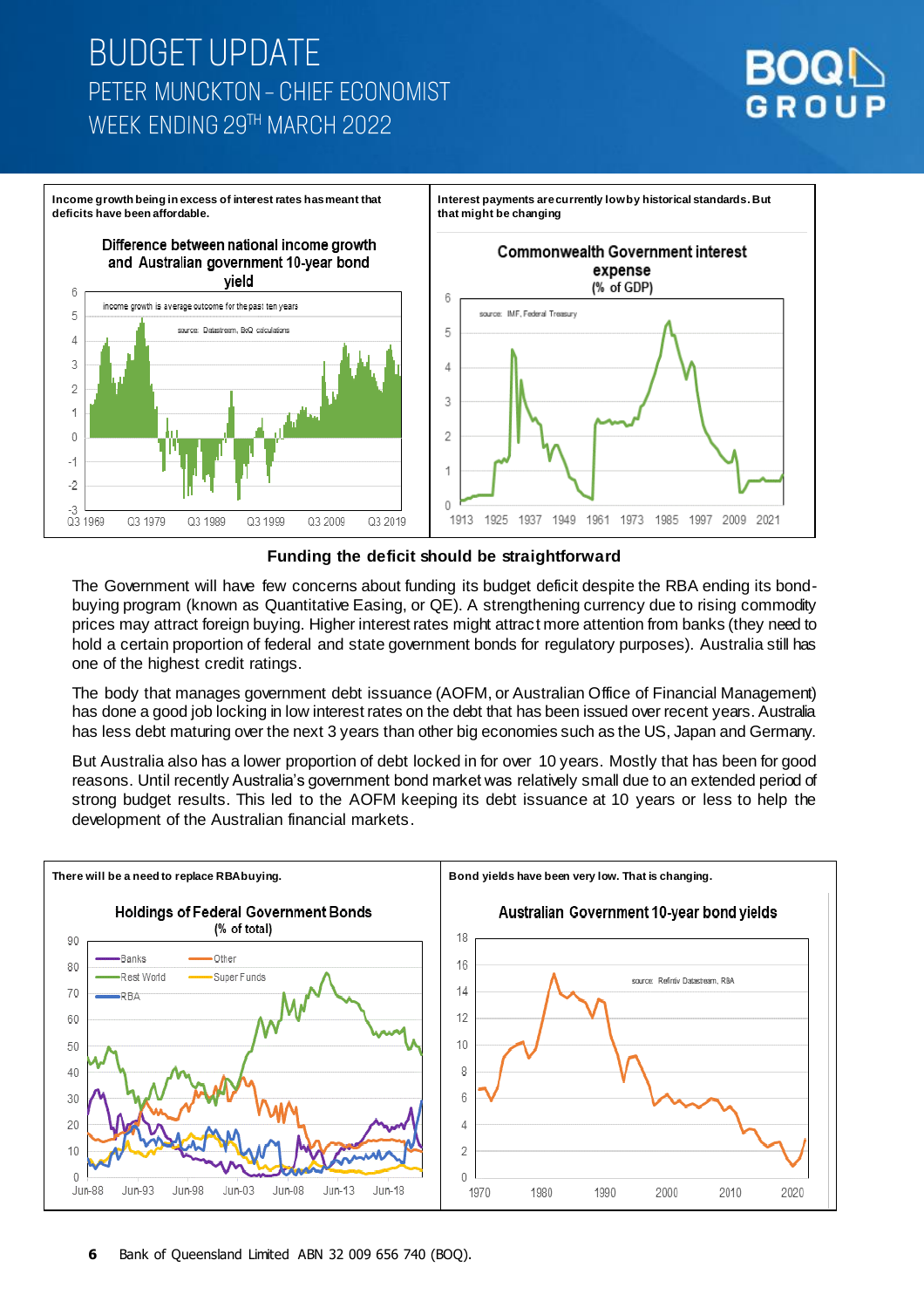Income growth being in excess of interest rates has meant that deficits have been affordable.

Interest payments are currently low by historical standards. But that might be changing

## Funding the deficit should be straightforward

The Government will have few concerns about funding its budget deficit despite the RBA ending its bond-buying program (known as Quantitative Easing, or QE). A strengthening currency due to rising commodity prices may attract foreign buying. Higher interest rates might attract more attention from banks (they need to hold a certain proportion of federal and state government bonds for regulatory purposes). Australia still has one of the highest credit ratings.

The body that manages government debt issuance (AOFM, or Australian Office of Financial Management) has done a good job locking in low interest rates on the debt that has been issued over recent years. Australia has less debt maturing over the next 3 years than other big economies such as the US, Japan and Germany.

But Australia also has a lower proportion of debt locked in for over 10 years. Mostly that has been for good reasons. Until recently Australia's government bond market was relatively small due to an extended period of strong budget results. This led to the AOFM keeping its debt issuance at 10 years or less to help the development of the Australian financial markets.

There will be a need to replace RBA buying.

Bond yields have been very low. That is changing.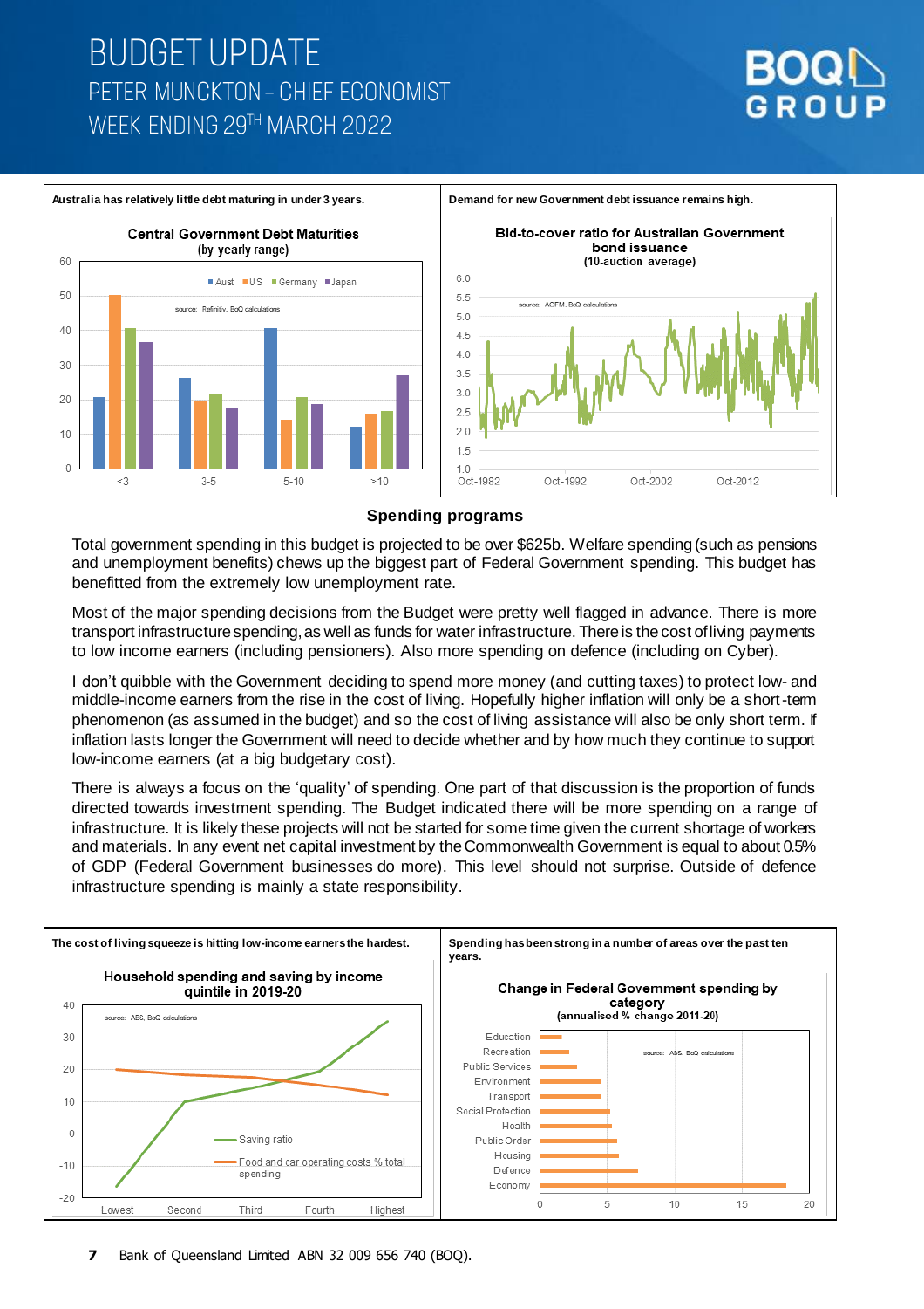Australia has relatively little debt maturing in under 3 years.

Demand for new Government debt issuance remains high.

## Spending programs

Total government spending in this budget is projected to be over $625b. Welfare spending (such as pensions and unemployment benefits) chews up the biggest part of Federal Government spending. This budget has benefitted from the extremely low unemployment rate.

Most of the major spending decisions from the Budget were pretty well flagged in advance. There is more transport infrastructure spending, as well as funds for water infrastructure. There is the cost of living payments to low income earners (including pensioners). Also more spending on defence (including on Cyber).

I don't quibble with the Government deciding to spend more money (and cutting taxes) to protect low- and middle-income earners from the rise in the cost of living. Hopefully higher inflation will only be a short-term phenomenon (as assumed in the budget) and so the cost of living assistance will also be only short term. If inflation lasts longer the Government will need to decide whether and by how much they continue to support low-income earners (at a big budgetary cost).

There is always a focus on the 'quality' of spending. One part of that discussion is the proportion of funds directed towards investment spending. The Budget indicated there will be more spending on a range of infrastructure. It is likely these projects will not be started for some time given the current shortage of workers and materials. In any event net capital investment by the Commonwealth Government is equal to about 0.5% of GDP (Federal Government businesses do more). This level should not surprise. Outside of defence infrastructure spending is mainly a state responsibility.

The cost of living squeeze is hitting low-income earners the hardest.

Spending has been strong in a number of areas over the past ten years.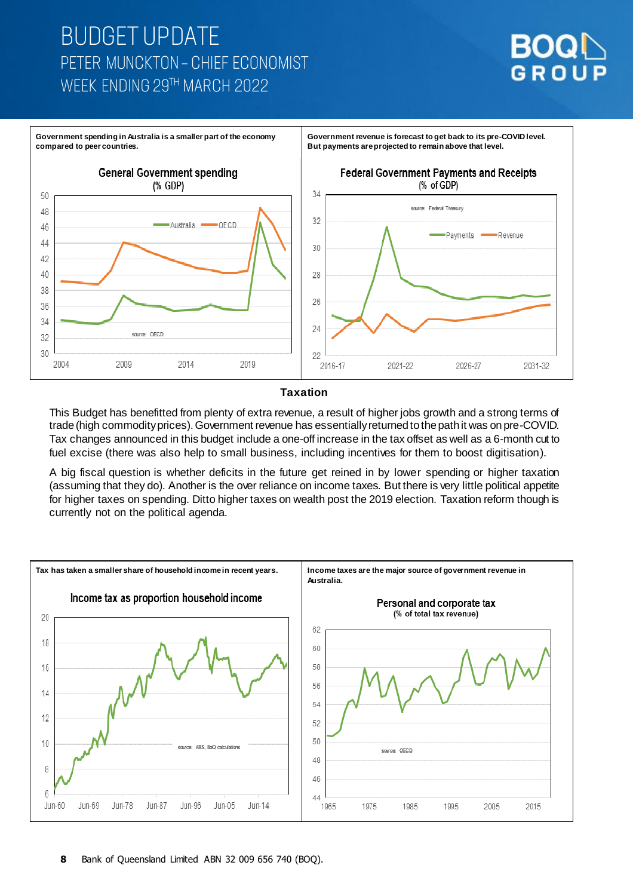Government spending in Australia is a smaller part of the economy compared to peer countries.

General Government spending (% GDP)

Government revenue is forecast to get back to its pre-COVID level. But payments are projected to remain above that level.

Federal Government Payments and Receipts (% of GDP)

## Taxation

This Budget has benefitted from plenty of extra revenue, a result of higher jobs growth and a strong terms of trade (high commodity prices). Government revenue has essentially returned to the path it was on pre-COVID. Tax changes announced in this budget include a one-off increase in the tax offset as well as a 6-month cut to fuel excise (there was also help to small business, including incentives for them to boost digitisation).

A big fiscal question is whether deficits in the future get reined in by lower spending or higher taxation (assuming that they do). Another is the over reliance on income taxes. But there is very little political appetite for higher taxes on spending. Ditto higher taxes on wealth post the 2019 election. Taxation reform though is currently not on the political agenda.

Tax has taken a smaller share of household income in recent years.

Income tax as proportion household income

Income taxes are the major source of government revenue in Australia.

Personal and corporate tax (% of total tax revenue)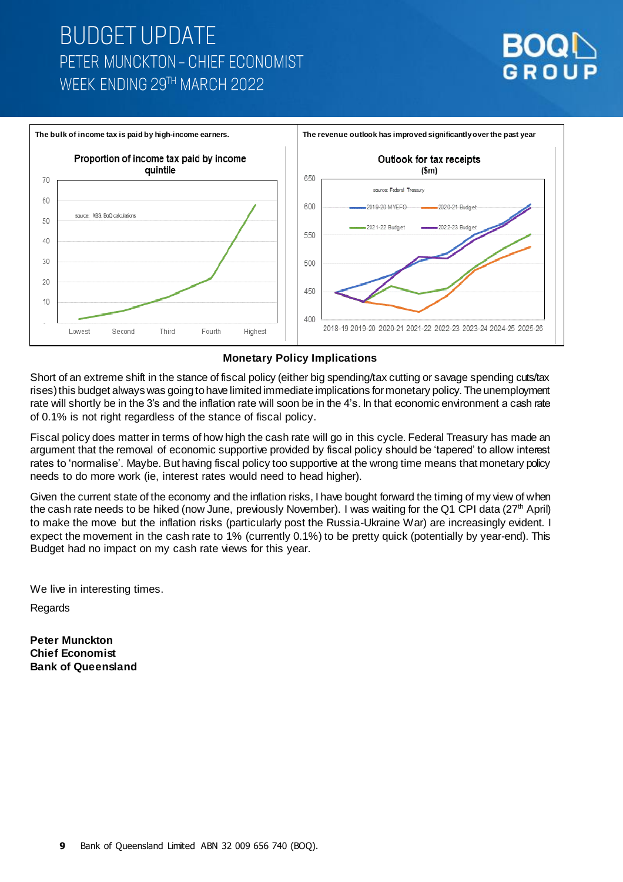# BUDGET UPDATE

## PETER MUNCKTON – CHIEF ECONOMIST

## WEEK ENDING 29TH MARCH 2022

**The bulk of income tax is paid by high-income earners.**

Proportion of income tax paid by income quintile

70
60
50
40
30
20
10
-

source: ABS, BoQ calculations

Lowest
Second
Third
Fourth
Highest

**The revenue outlook has improved significantly over the past year**

Outlook for tax receipts
($m)

650
600
550
500
450
400

source: Federal Treasury

2019-20 MYEFO
2020-21 Budget
2021-22 Budget
2022-23 Budget

2018-19 2019-20 2020-21 2021-22 2022-23 2023-24 2024-25 2025-26

**Monetary Policy Implications**

Short of an extreme shift in the stance of fiscal policy (either big spending/tax cutting or savage spending cuts/tax rises) this budget always was going to have limited immediate implications for monetary policy. The unemployment rate will shortly be in the 3's and the inflation rate will soon be in the 4's. In that economic environment a cash rate of 0.1% is not right regardless of the stance of fiscal policy.

Fiscal policy does matter in terms of how high the cash rate will go in this cycle. Federal Treasury has made an argument that the removal of economic supportive provided by fiscal policy should be 'tapered' to allow interest rates to 'normalise'. Maybe. But having fiscal policy too supportive at the wrong time means that monetary policy needs to do more work (ie, interest rates would need to head higher).

Given the current state of the economy and the inflation risks, I have bought forward the timing of my view of when the cash rate needs to be hiked (now June, previously November). I was waiting for the Q1 CPI data (27th April) to make the move but the inflation risks (particularly post the Russia-Ukraine War) are increasingly evident. I expect the movement in the cash rate to 1% (currently 0.1%) to be pretty quick (potentially by year-end). This Budget had no impact on my cash rate views for this year.

We live in interesting times.

Regards

**Peter Munckton**
**Chief Economist**
**Bank of Queensland**

Bank of Queensland Limited ABN 32 009 656 740 (BOQ).